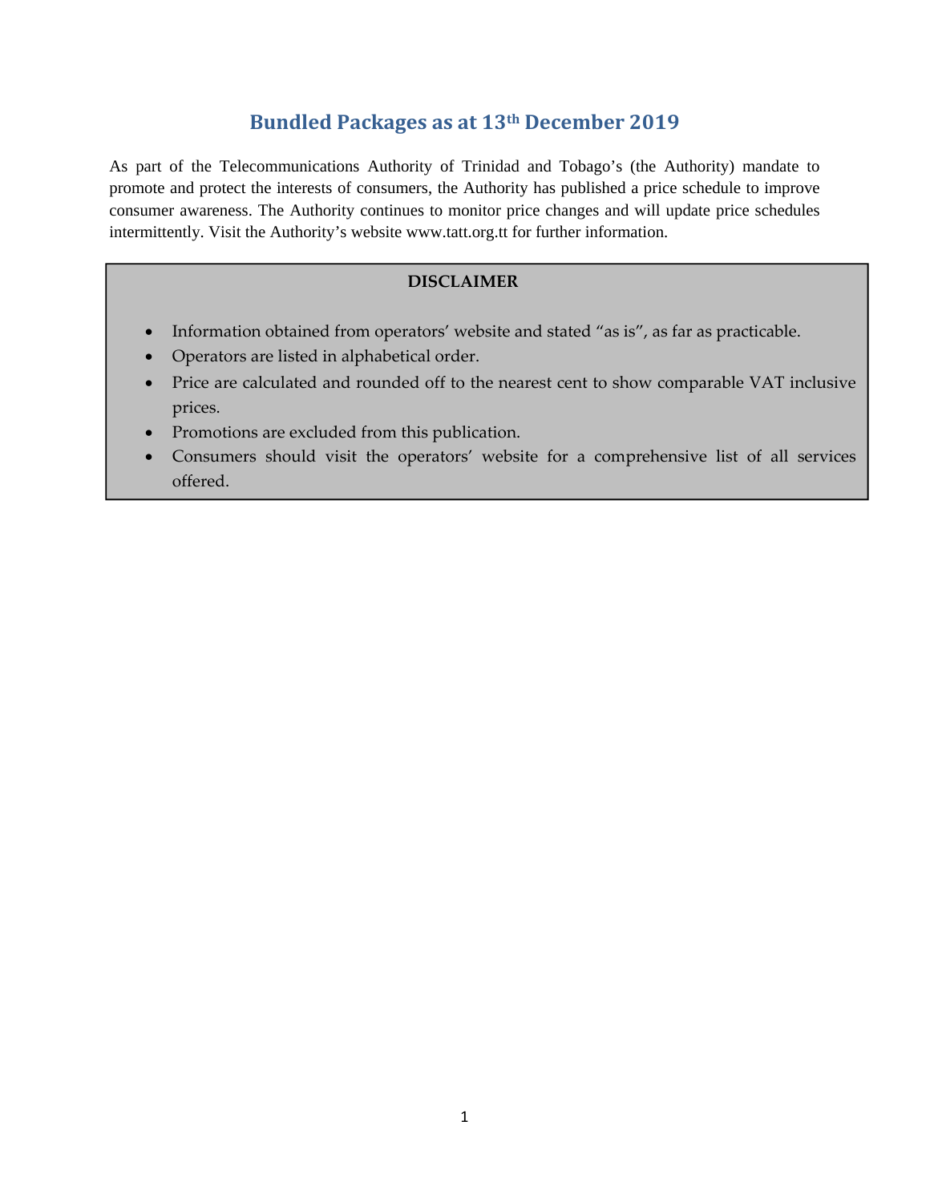# Bundled Packages as at 13th December 2019

As part of the Telecommunications Authority of Trinidad and Tobago's (the Authority) mandate to promote and protect the interests of consumers, the Authority has published a price schedule to improve consumer awareness. The Authority continues to monitor price changes and will update price schedules intermittently. Visit the Authority's website www.tatt.org.tt for further information.

**DISCLAIMER**

- Information obtained from operators' website and stated "as is", as far as practicable.
- Operators are listed in alphabetical order.
- Price are calculated and rounded off to the nearest cent to show comparable VAT inclusive prices.
- Promotions are excluded from this publication.
- Consumers should visit the operators' website for a comprehensive list of all services offered.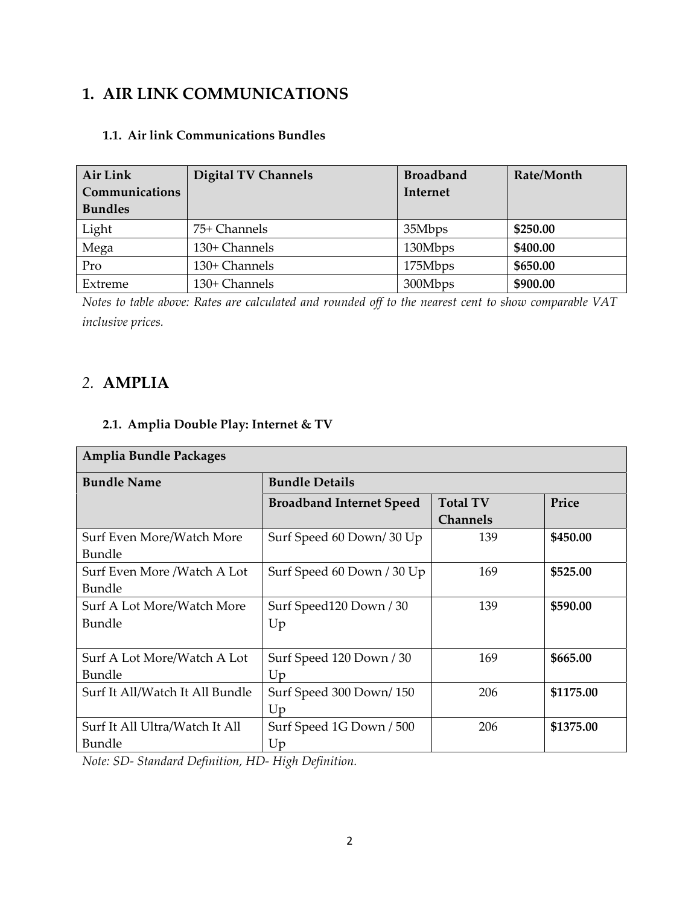# 1. AIR LINK COMMUNICATIONS

## 1.1. Air link Communications Bundles

| Air Link Communications Bundles | Digital TV Channels | Broadband Internet | Rate/Month |
|---|---|---|---|
| Light | 75+ Channels | 35Mbps | **$250.00** |
| Mega | 130+ Channels | 130Mbps | **$400.00** |
| Pro | 130+ Channels | 175Mbps | **$650.00** |
| Extreme | 130+ Channels | 300Mbps | **$900.00** |

*Notes to table above: Rates are calculated and rounded off to the nearest cent to show comparable VAT inclusive prices.*

# *2.* AMPLIA

## 2.1. Amplia Double Play: Internet & TV

| Amplia Bundle Packages | | | |
|---|---|---|---|
| **Bundle Name** | **Bundle Details** | | |
| | **Broadband Internet Speed** | **Total TV Channels** | **Price** |
| Surf Even More/Watch More Bundle | Surf Speed 60 Down/ 30 Up | 139 | **$450.00** |
| Surf Even More /Watch A Lot Bundle | Surf Speed 60 Down / 30 Up | 169 | **$525.00** |
| Surf A Lot More/Watch More Bundle | Surf Speed120 Down / 30 Up | 139 | **$590.00** |
| Surf A Lot More/Watch A Lot Bundle | Surf Speed 120 Down / 30 Up | 169 | **$665.00** |
| Surf It All/Watch It All Bundle | Surf Speed 300 Down/ 150 Up | 206 | **$1175.00** |
| Surf It All Ultra/Watch It All Bundle | Surf Speed 1G Down / 500 Up | 206 | **$1375.00** |

*Note: SD- Standard Definition, HD- High Definition.*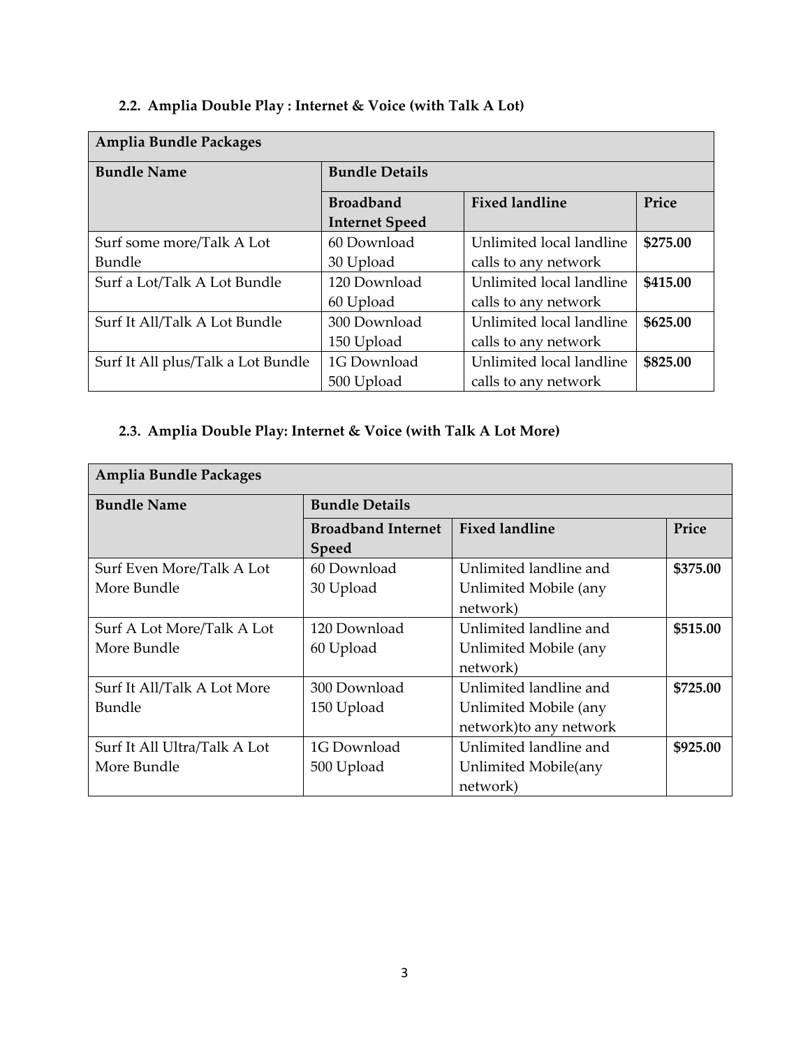### 2.2. Amplia Double Play : Internet & Voice (with Talk A Lot)

| Amplia Bundle Packages | | | |
|---|---|---|---|
| **Bundle Name** | **Bundle Details** | | |
| | **Broadband Internet Speed** | **Fixed landline** | **Price** |
| Surf some more/Talk A Lot Bundle | 60 Download 30 Upload | Unlimited local landline calls to any network | **$275.00** |
| Surf a Lot/Talk A Lot Bundle | 120 Download 60 Upload | Unlimited local landline calls to any network | **$415.00** |
| Surf It All/Talk A Lot Bundle | 300 Download 150 Upload | Unlimited local landline calls to any network | **$625.00** |
| Surf It All plus/Talk a Lot Bundle | 1G Download 500 Upload | Unlimited local landline calls to any network | **$825.00** |

### 2.3. Amplia Double Play: Internet & Voice (with Talk A Lot More)

| Amplia Bundle Packages | | | |
|---|---|---|---|
| **Bundle Name** | **Bundle Details** | | |
| | **Broadband Internet Speed** | **Fixed landline** | **Price** |
| Surf Even More/Talk A Lot More Bundle | 60 Download 30 Upload | Unlimited landline and Unlimited Mobile (any network) | **$375.00** |
| Surf A Lot More/Talk A Lot More Bundle | 120 Download 60 Upload | Unlimited landline and Unlimited Mobile (any network) | **$515.00** |
| Surf It All/Talk A Lot More Bundle | 300 Download 150 Upload | Unlimited landline and Unlimited Mobile (any network)to any network | **$725.00** |
| Surf It All Ultra/Talk A Lot More Bundle | 1G Download 500 Upload | Unlimited landline and Unlimited Mobile(any network) | **$925.00** |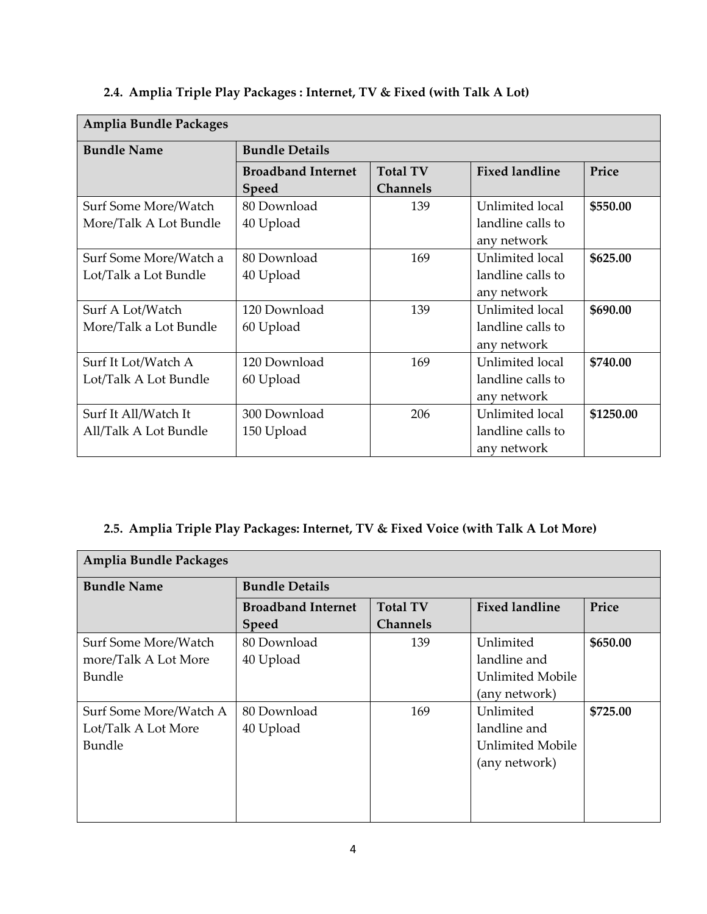### 2.4. Amplia Triple Play Packages : Internet, TV & Fixed (with Talk A Lot)

| Amplia Bundle Packages | | | | |
|---|---|---|---|---|
| **Bundle Name** | **Bundle Details** | | | |
| | **Broadband Internet Speed** | **Total TV Channels** | **Fixed landline** | **Price** |
| Surf Some More/Watch More/Talk A Lot Bundle | 80 Download 40 Upload | 139 | Unlimited local landline calls to any network | **$550.00** |
| Surf Some More/Watch a Lot/Talk a Lot Bundle | 80 Download 40 Upload | 169 | Unlimited local landline calls to any network | **$625.00** |
| Surf A Lot/Watch More/Talk a Lot Bundle | 120 Download 60 Upload | 139 | Unlimited local landline calls to any network | **$690.00** |
| Surf It Lot/Watch A Lot/Talk A Lot Bundle | 120 Download 60 Upload | 169 | Unlimited local landline calls to any network | **$740.00** |
| Surf It All/Watch It All/Talk A Lot Bundle | 300 Download 150 Upload | 206 | Unlimited local landline calls to any network | **$1250.00** |

### 2.5. Amplia Triple Play Packages: Internet, TV & Fixed Voice (with Talk A Lot More)

| Amplia Bundle Packages | | | | |
|---|---|---|---|---|
| **Bundle Name** | **Bundle Details** | | | |
| | **Broadband Internet Speed** | **Total TV Channels** | **Fixed landline** | **Price** |
| Surf Some More/Watch more/Talk A Lot More Bundle | 80 Download 40 Upload | 139 | Unlimited landline and Unlimited Mobile (any network) | **$650.00** |
| Surf Some More/Watch A Lot/Talk A Lot More Bundle | 80 Download 40 Upload | 169 | Unlimited landline and Unlimited Mobile (any network) | **$725.00** |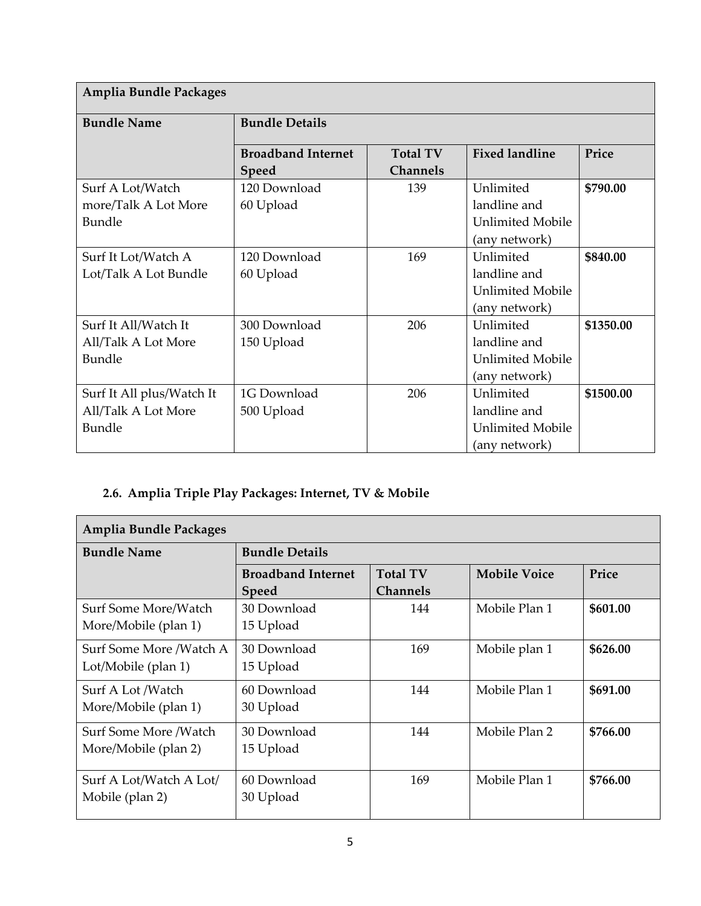| Amplia Bundle Packages | | | | |
| --- | --- | --- | --- | --- |
| **Bundle Name** | **Bundle Details** | | | |
| | **Broadband Internet Speed** | **Total TV Channels** | **Fixed landline** | **Price** |
| Surf A Lot/Watch more/Talk A Lot More Bundle | 120 Download 60 Upload | 139 | Unlimited landline and Unlimited Mobile (any network) | **$790.00** |
| Surf It Lot/Watch A Lot/Talk A Lot Bundle | 120 Download 60 Upload | 169 | Unlimited landline and Unlimited Mobile (any network) | **$840.00** |
| Surf It All/Watch It All/Talk A Lot More Bundle | 300 Download 150 Upload | 206 | Unlimited landline and Unlimited Mobile (any network) | **$1350.00** |
| Surf It All plus/Watch It All/Talk A Lot More Bundle | 1G Download 500 Upload | 206 | Unlimited landline and Unlimited Mobile (any network) | **$1500.00** |

### 2.6. Amplia Triple Play Packages: Internet, TV & Mobile

| Amplia Bundle Packages | | | | |
| --- | --- | --- | --- | --- |
| **Bundle Name** | **Bundle Details** | | | |
| | **Broadband Internet Speed** | **Total TV Channels** | **Mobile Voice** | **Price** |
| Surf Some More/Watch More/Mobile (plan 1) | 30 Download 15 Upload | 144 | Mobile Plan 1 | **$601.00** |
| Surf Some More /Watch A Lot/Mobile (plan 1) | 30 Download 15 Upload | 169 | Mobile plan 1 | **$626.00** |
| Surf A Lot /Watch More/Mobile (plan 1) | 60 Download 30 Upload | 144 | Mobile Plan 1 | **$691.00** |
| Surf Some More /Watch More/Mobile (plan 2) | 30 Download 15 Upload | 144 | Mobile Plan 2 | **$766.00** |
| Surf A Lot/Watch A Lot/ Mobile (plan 2) | 60 Download 30 Upload | 169 | Mobile Plan 1 | **$766.00** |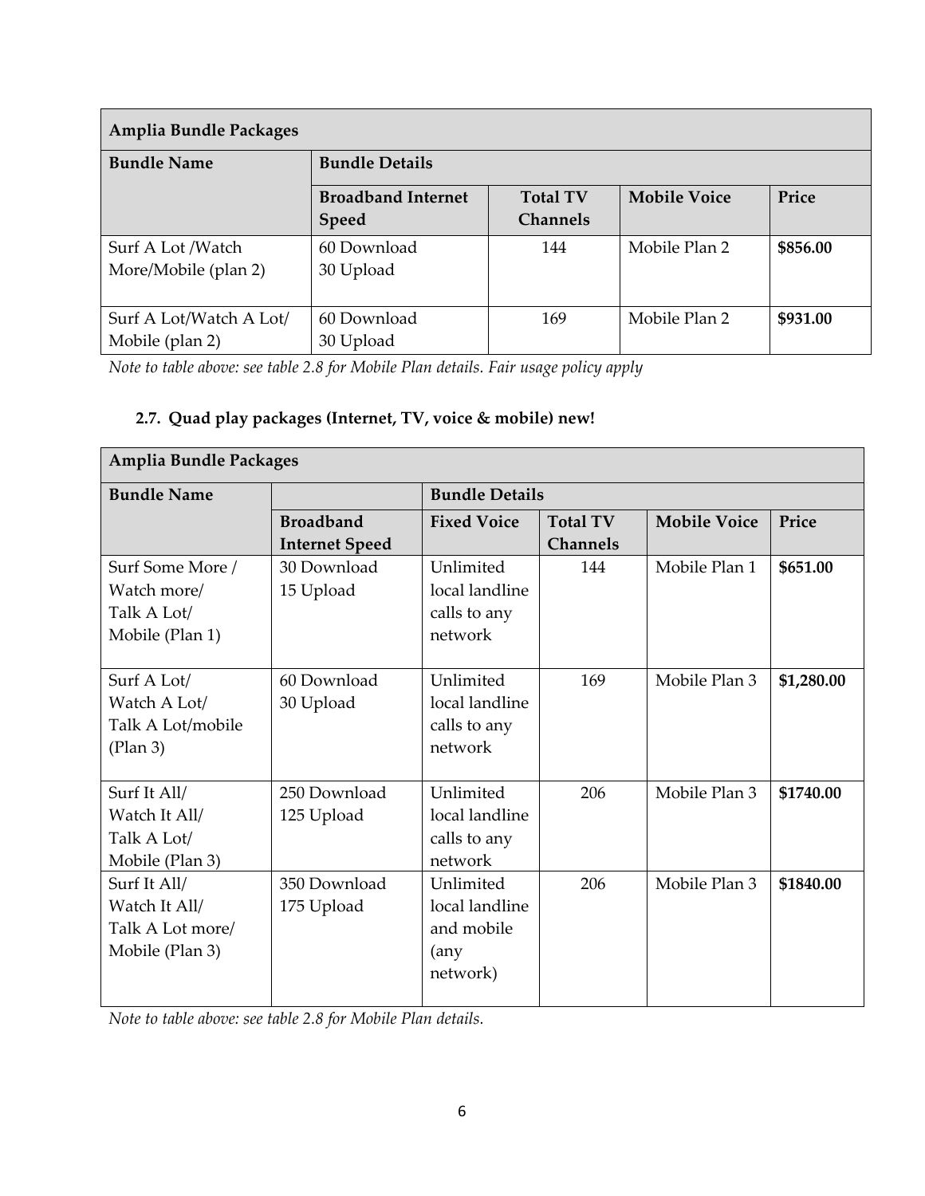| Amplia Bundle Packages | | | | |
|---|---|---|---|---|
| **Bundle Name** | **Bundle Details** | | | |
| | **Broadband Internet Speed** | **Total TV Channels** | **Mobile Voice** | **Price** |
| Surf A Lot /Watch More/Mobile (plan 2) | 60 Download 30 Upload | 144 | Mobile Plan 2 | **$856.00** |
| Surf A Lot/Watch A Lot/ Mobile (plan 2) | 60 Download 30 Upload | 169 | Mobile Plan 2 | **$931.00** |

*Note to table above: see table 2.8 for Mobile Plan details. Fair usage policy apply*

### 2.7. Quad play packages (Internet, TV, voice & mobile) new!

| Amplia Bundle Packages | | | | | |
|---|---|---|---|---|---|
| **Bundle Name** | | **Bundle Details** | | | |
| | **Broadband Internet Speed** | **Fixed Voice** | **Total TV Channels** | **Mobile Voice** | **Price** |
| Surf Some More / Watch more/ Talk A Lot/ Mobile (Plan 1) | 30 Download 15 Upload | Unlimited local landline calls to any network | 144 | Mobile Plan 1 | **$651.00** |
| Surf A Lot/ Watch A Lot/ Talk A Lot/mobile (Plan 3) | 60 Download 30 Upload | Unlimited local landline calls to any network | 169 | Mobile Plan 3 | **$1,280.00** |
| Surf It All/ Watch It All/ Talk A Lot/ Mobile (Plan 3) | 250 Download 125 Upload | Unlimited local landline calls to any network | 206 | Mobile Plan 3 | **$1740.00** |
| Surf It All/ Watch It All/ Talk A Lot more/ Mobile (Plan 3) | 350 Download 175 Upload | Unlimited local landline and mobile (any network) | 206 | Mobile Plan 3 | **$1840.00** |

*Note to table above: see table 2.8 for Mobile Plan details.*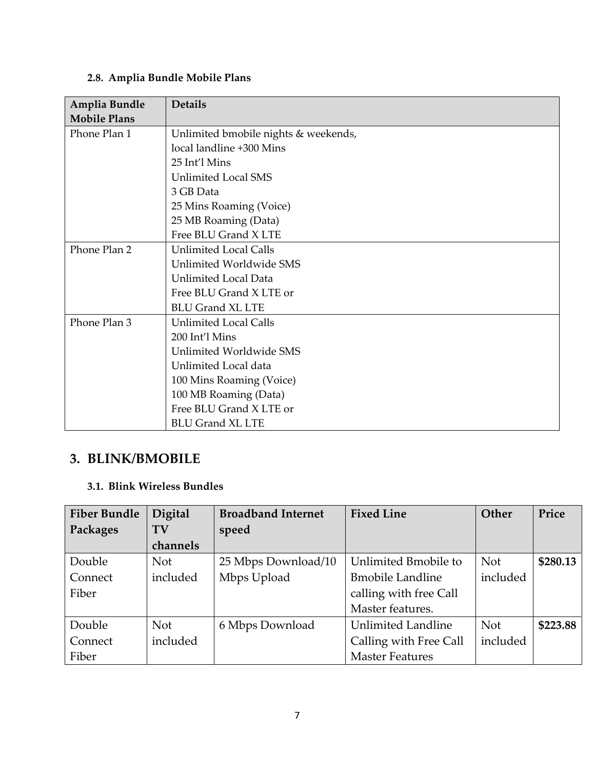### 2.8. Amplia Bundle Mobile Plans

| Amplia Bundle Mobile Plans | Details |
|---|---|
| Phone Plan 1 | Unlimited bmobile nights & weekends,<br>local landline +300 Mins<br>25 Int'l Mins<br>Unlimited Local SMS<br>3 GB Data<br>25 Mins Roaming (Voice)<br>25 MB Roaming (Data)<br>Free BLU Grand X LTE |
| Phone Plan 2 | Unlimited Local Calls<br>Unlimited Worldwide SMS<br>Unlimited Local Data<br>Free BLU Grand X LTE or<br>BLU Grand XL LTE |
| Phone Plan 3 | Unlimited Local Calls<br>200 Int'l Mins<br>Unlimited Worldwide SMS<br>Unlimited Local data<br>100 Mins Roaming (Voice)<br>100 MB Roaming (Data)<br>Free BLU Grand X LTE or<br>BLU Grand XL LTE |

## 3. BLINK/BMOBILE

### 3.1. Blink Wireless Bundles

| Fiber Bundle Packages | Digital TV channels | Broadband Internet speed | Fixed Line | Other | Price |
|---|---|---|---|---|---|
| Double Connect Fiber | Not included | 25 Mbps Download/10 Mbps Upload | Unlimited Bmobile to Bmobile Landline calling with free Call Master features. | Not included | **$280.13** |
| Double Connect Fiber | Not included | 6 Mbps Download | Unlimited Landline Calling with Free Call Master Features | Not included | **$223.88** |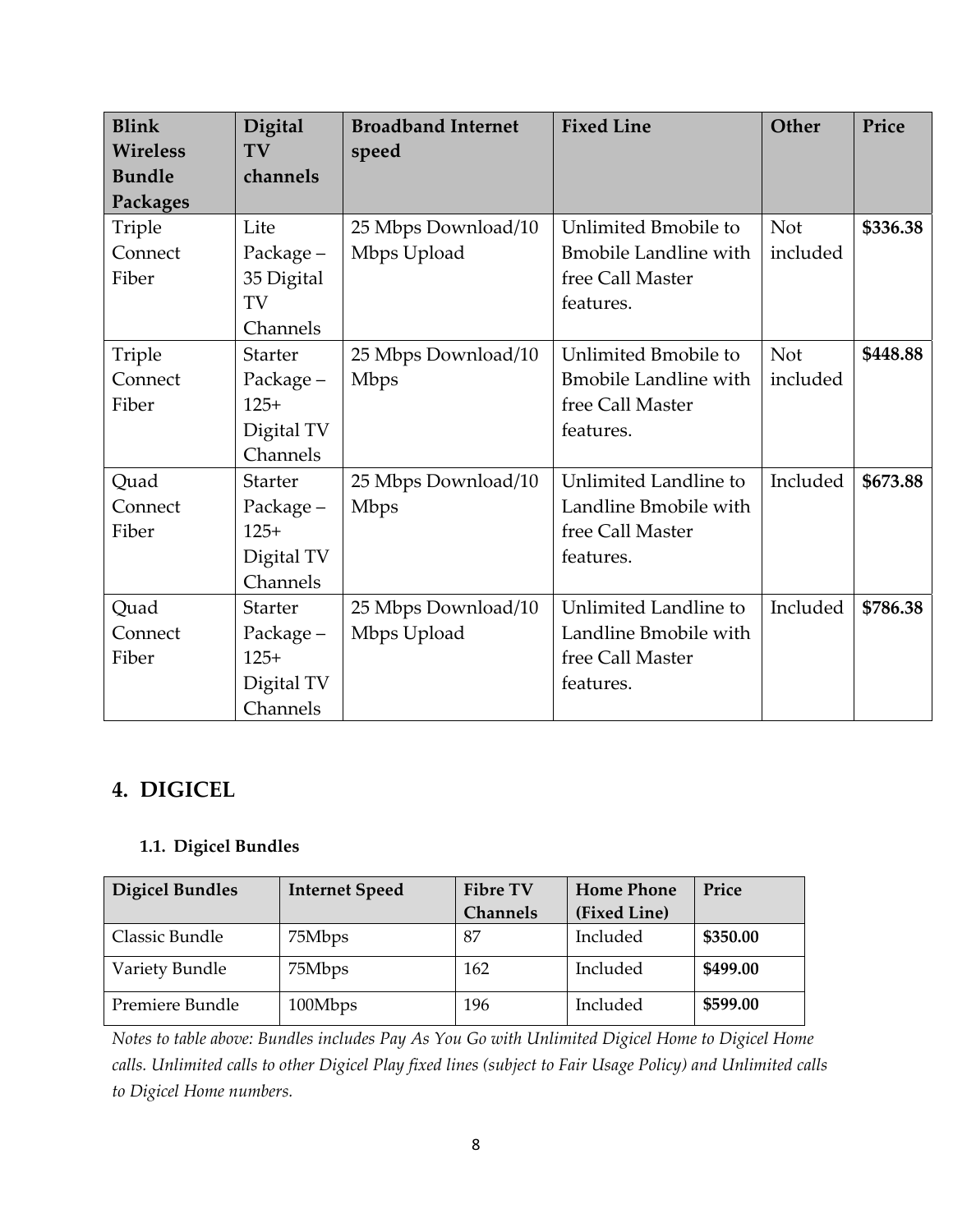| Blink Wireless Bundle Packages | Digital TV channels | Broadband Internet speed | Fixed Line | Other | Price |
|---|---|---|---|---|---|
| Triple Connect Fiber | Lite Package – 35 Digital TV Channels | 25 Mbps Download/10 Mbps Upload | Unlimited Bmobile to Bmobile Landline with free Call Master features. | Not included | **$336.38** |
| Triple Connect Fiber | Starter Package – 125+ Digital TV Channels | 25 Mbps Download/10 Mbps | Unlimited Bmobile to Bmobile Landline with free Call Master features. | Not included | **$448.88** |
| Quad Connect Fiber | Starter Package – 125+ Digital TV Channels | 25 Mbps Download/10 Mbps | Unlimited Landline to Landline Bmobile with free Call Master features. | Included | **$673.88** |
| Quad Connect Fiber | Starter Package – 125+ Digital TV Channels | 25 Mbps Download/10 Mbps Upload | Unlimited Landline to Landline Bmobile with free Call Master features. | Included | **$786.38** |

## 4. DIGICEL

### 1.1. Digicel Bundles

| Digicel Bundles | Internet Speed | Fibre TV Channels | Home Phone (Fixed Line) | Price |
|---|---|---|---|---|
| Classic Bundle | 75Mbps | 87 | Included | **$350.00** |
| Variety Bundle | 75Mbps | 162 | Included | **$499.00** |
| Premiere Bundle | 100Mbps | 196 | Included | **$599.00** |

*Notes to table above: Bundles includes Pay As You Go with Unlimited Digicel Home to Digicel Home calls. Unlimited calls to other Digicel Play fixed lines (subject to Fair Usage Policy) and Unlimited calls to Digicel Home numbers.*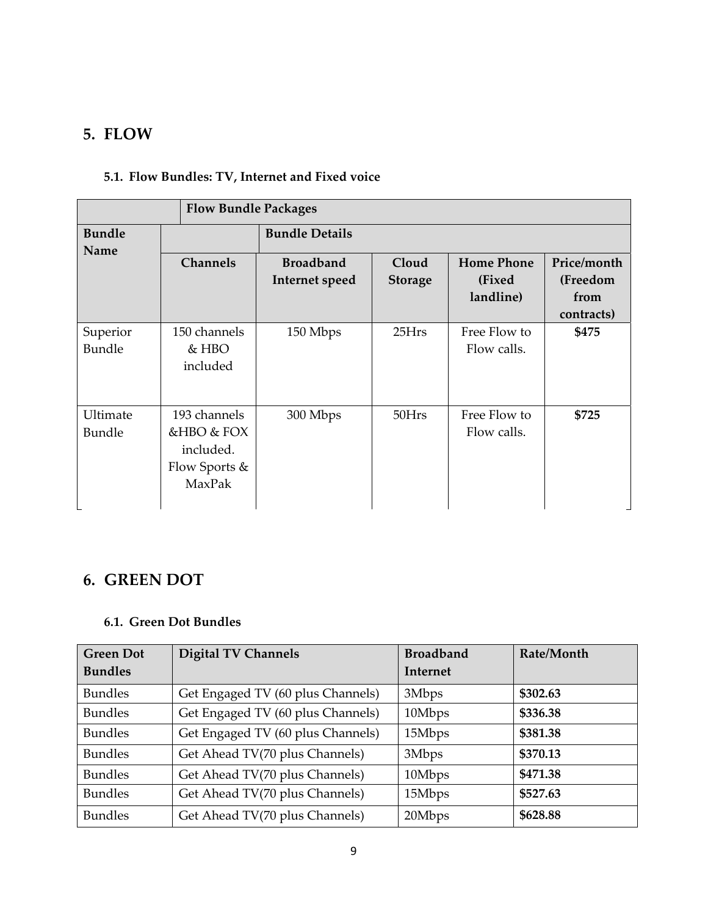## 5. FLOW

### 5.1. Flow Bundles: TV, Internet and Fixed voice

| | Flow Bundle Packages | | | | |
|---|---|---|---|---|---|
| **Bundle Name** | | **Bundle Details** | | | |
| | **Channels** | **Broadband Internet speed** | **Cloud Storage** | **Home Phone (Fixed landline)** | **Price/month (Freedom from contracts)** |
| Superior Bundle | 150 channels & HBO included | 150 Mbps | 25Hrs | Free Flow to Flow calls. | **$475** |
| Ultimate Bundle | 193 channels &HBO & FOX included. Flow Sports & MaxPak | 300 Mbps | 50Hrs | Free Flow to Flow calls. | **$725** |

## 6. GREEN DOT

### 6.1. Green Dot Bundles

| Green Dot Bundles | Digital TV Channels | Broadband Internet | Rate/Month |
|---|---|---|---|
| Bundles | Get Engaged TV (60 plus Channels) | 3Mbps | **$302.63** |
| Bundles | Get Engaged TV (60 plus Channels) | 10Mbps | **$336.38** |
| Bundles | Get Engaged TV (60 plus Channels) | 15Mbps | **$381.38** |
| Bundles | Get Ahead TV(70 plus Channels) | 3Mbps | **$370.13** |
| Bundles | Get Ahead TV(70 plus Channels) | 10Mbps | **$471.38** |
| Bundles | Get Ahead TV(70 plus Channels) | 15Mbps | **$527.63** |
| Bundles | Get Ahead TV(70 plus Channels) | 20Mbps | **$628.88** |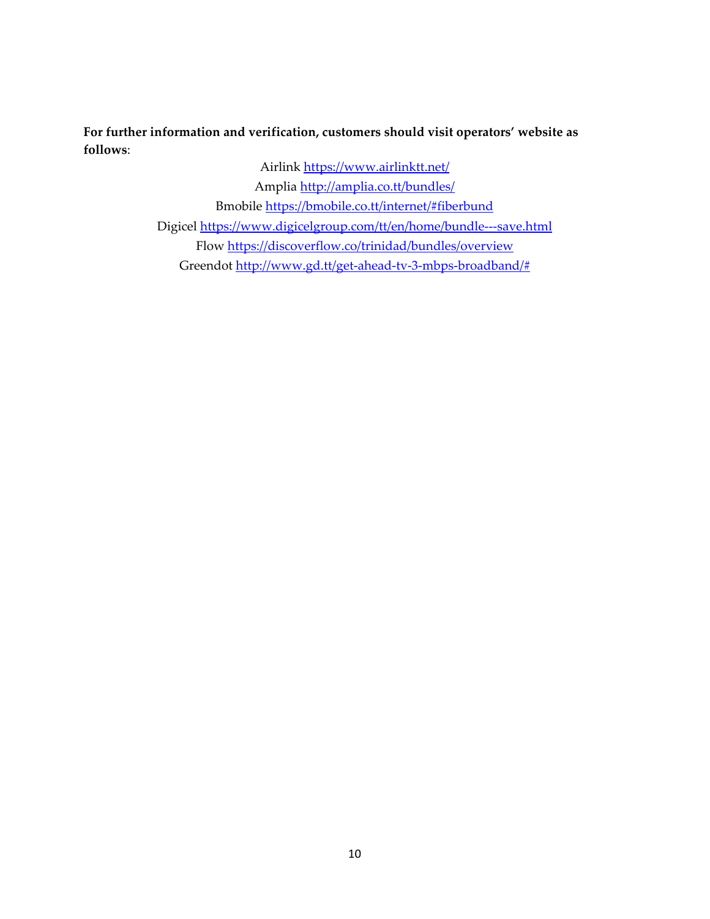**For further information and verification, customers should visit operators' website as follows**:

Airlink https://www.airlinktt.net/

Amplia http://amplia.co.tt/bundles/

Bmobile https://bmobile.co.tt/internet/#fiberbund

Digicel https://www.digicelgroup.com/tt/en/home/bundle---save.html

Flow https://discoverflow.co/trinidad/bundles/overview

Greendot http://www.gd.tt/get-ahead-tv-3-mbps-broadband/#